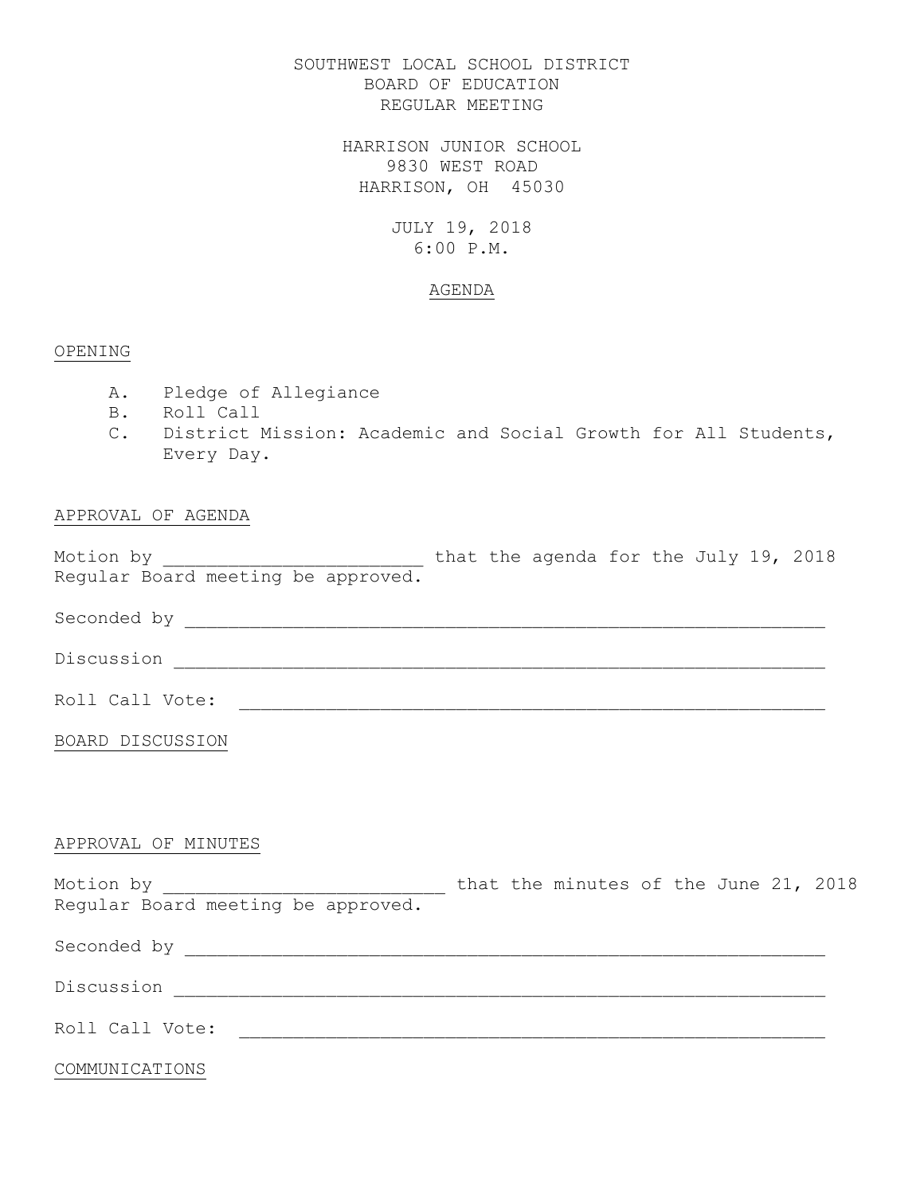SOUTHWEST LOCAL SCHOOL DISTRICT
BOARD OF EDUCATION
REGULAR MEETING

HARRISON JUNIOR SCHOOL
9830 WEST ROAD
HARRISON, OH 45030

JULY 19, 2018
6:00 P.M.

AGENDA

## OPENING

A. Pledge of Allegiance
B. Roll Call
C. District Mission: Academic and Social Growth for All Students, Every Day.

## APPROVAL OF AGENDA

Motion by ________________________ that the agenda for the July 19, 2018 Regular Board meeting be approved.

Seconded by ____________________________________________________________

Discussion _____________________________________________________________

Roll Call Vote: ________________________________________________________

## BOARD DISCUSSION

## APPROVAL OF MINUTES

Motion by __________________________ that the minutes of the June 21, 2018 Regular Board meeting be approved.

Seconded by ____________________________________________________________

Discussion _____________________________________________________________

Roll Call Vote: ________________________________________________________

## COMMUNICATIONS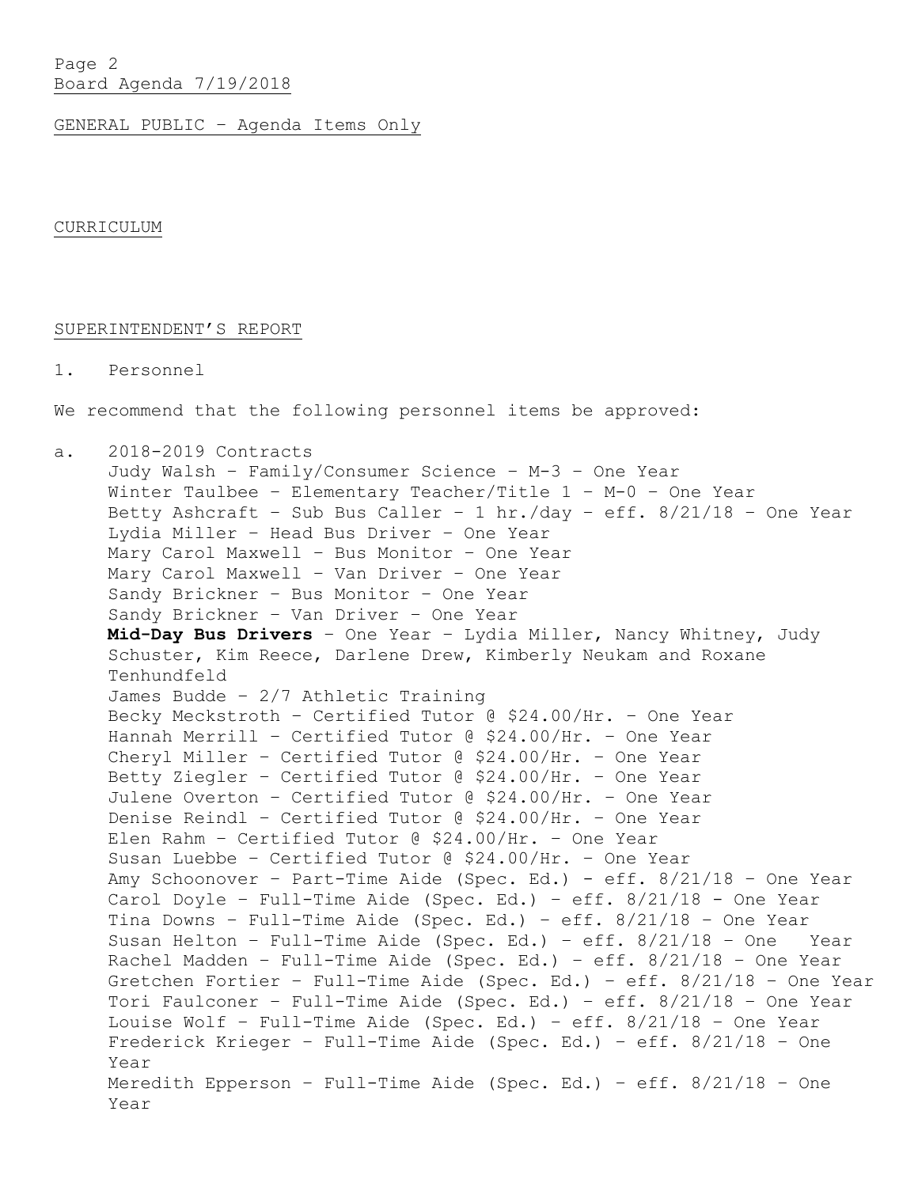GENERAL PUBLIC – Agenda Items Only

CURRICULUM

SUPERINTENDENT'S REPORT

1. Personnel

We recommend that the following personnel items be approved:

a. 2018-2019 Contracts

Judy Walsh – Family/Consumer Science – M-3 – One Year
Winter Taulbee – Elementary Teacher/Title 1 – M-0 – One Year
Betty Ashcraft – Sub Bus Caller – 1 hr./day – eff. 8/21/18 – One Year
Lydia Miller – Head Bus Driver – One Year
Mary Carol Maxwell – Bus Monitor – One Year
Mary Carol Maxwell – Van Driver – One Year
Sandy Brickner – Bus Monitor – One Year
Sandy Brickner – Van Driver – One Year
**Mid-Day Bus Drivers** – One Year – Lydia Miller, Nancy Whitney, Judy Schuster, Kim Reece, Darlene Drew, Kimberly Neukam and Roxane Tenhundfeld
James Budde – 2/7 Athletic Training
Becky Meckstroth – Certified Tutor @ $24.00/Hr. – One Year
Hannah Merrill – Certified Tutor @ $24.00/Hr. – One Year
Cheryl Miller – Certified Tutor @ $24.00/Hr. – One Year
Betty Ziegler – Certified Tutor @ $24.00/Hr. – One Year
Julene Overton – Certified Tutor @ $24.00/Hr. – One Year
Denise Reindl – Certified Tutor @ $24.00/Hr. – One Year
Elen Rahm – Certified Tutor @ $24.00/Hr. – One Year
Susan Luebbe – Certified Tutor @ $24.00/Hr. – One Year
Amy Schoonover – Part-Time Aide (Spec. Ed.) - eff. 8/21/18 – One Year
Carol Doyle – Full-Time Aide (Spec. Ed.) – eff. 8/21/18 - One Year
Tina Downs – Full-Time Aide (Spec. Ed.) – eff. 8/21/18 – One Year
Susan Helton – Full-Time Aide (Spec. Ed.) – eff. 8/21/18 – One Year
Rachel Madden – Full-Time Aide (Spec. Ed.) – eff. 8/21/18 – One Year
Gretchen Fortier – Full-Time Aide (Spec. Ed.) – eff. 8/21/18 – One Year
Tori Faulconer – Full-Time Aide (Spec. Ed.) – eff. 8/21/18 – One Year
Louise Wolf – Full-Time Aide (Spec. Ed.) – eff. 8/21/18 – One Year
Frederick Krieger – Full-Time Aide (Spec. Ed.) – eff. 8/21/18 – One Year
Meredith Epperson – Full-Time Aide (Spec. Ed.) – eff. 8/21/18 – One Year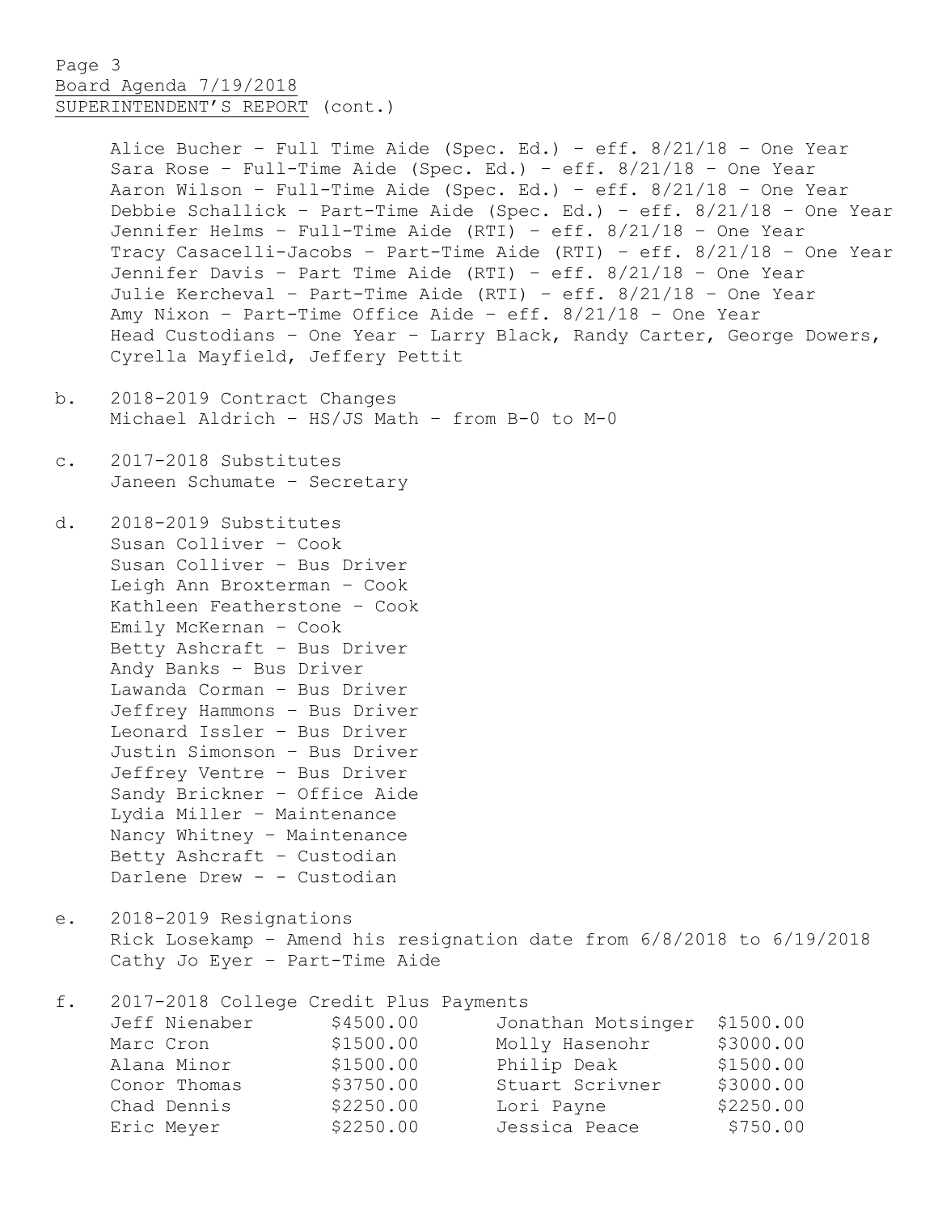Alice Bucher – Full Time Aide (Spec. Ed.) – eff. 8/21/18 – One Year
Sara Rose – Full-Time Aide (Spec. Ed.) – eff. 8/21/18 – One Year
Aaron Wilson – Full-Time Aide (Spec. Ed.) – eff. 8/21/18 – One Year
Debbie Schallick – Part-Time Aide (Spec. Ed.) – eff. 8/21/18 – One Year
Jennifer Helms – Full-Time Aide (RTI) – eff. 8/21/18 – One Year
Tracy Casacelli-Jacobs – Part-Time Aide (RTI) – eff. 8/21/18 – One Year
Jennifer Davis – Part Time Aide (RTI) – eff. 8/21/18 – One Year
Julie Kercheval – Part-Time Aide (RTI) – eff. 8/21/18 – One Year
Amy Nixon – Part-Time Office Aide – eff. 8/21/18 – One Year
Head Custodians – One Year – Larry Black, Randy Carter, George Dowers, Cyrella Mayfield, Jeffery Pettit

b. 2018-2019 Contract Changes
Michael Aldrich – HS/JS Math – from B-0 to M-0

c. 2017-2018 Substitutes
Janeen Schumate – Secretary

d. 2018-2019 Substitutes
Susan Colliver – Cook
Susan Colliver – Bus Driver
Leigh Ann Broxterman – Cook
Kathleen Featherstone – Cook
Emily McKernan – Cook
Betty Ashcraft – Bus Driver
Andy Banks – Bus Driver
Lawanda Corman – Bus Driver
Jeffrey Hammons – Bus Driver
Leonard Issler – Bus Driver
Justin Simonson – Bus Driver
Jeffrey Ventre – Bus Driver
Sandy Brickner – Office Aide
Lydia Miller – Maintenance
Nancy Whitney – Maintenance
Betty Ashcraft – Custodian
Darlene Drew - – Custodian

e. 2018-2019 Resignations
Rick Losekamp – Amend his resignation date from 6/8/2018 to 6/19/2018
Cathy Jo Eyer – Part-Time Aide

f. 2017-2018 College Credit Plus Payments

| | | | |
|---|---|---|---|
| Jeff Nienaber | $4500.00 | Jonathan Motsinger | $1500.00 |
| Marc Cron | $1500.00 | Molly Hasenohr | $3000.00 |
| Alana Minor | $1500.00 | Philip Deak | $1500.00 |
| Conor Thomas | $3750.00 | Stuart Scrivner | $3000.00 |
| Chad Dennis | $2250.00 | Lori Payne | $2250.00 |
| Eric Meyer | $2250.00 | Jessica Peace | $750.00 |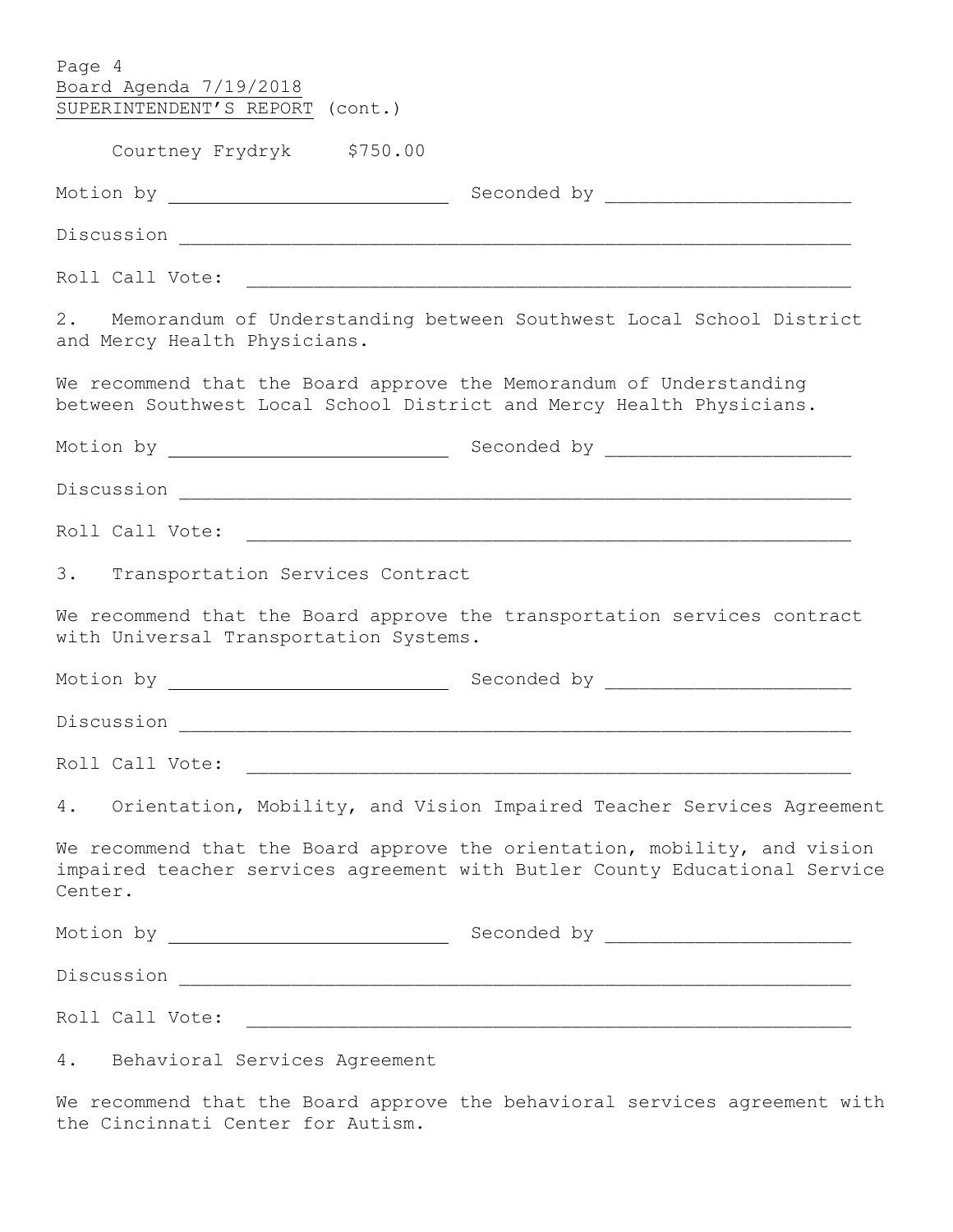Courtney Frydryk $750.00

Motion by ________________________ Seconded by ______________________

Discussion ____________________________________________________________

Roll Call Vote: _______________________________________________________

2. Memorandum of Understanding between Southwest Local School District and Mercy Health Physicians.

We recommend that the Board approve the Memorandum of Understanding between Southwest Local School District and Mercy Health Physicians.

Motion by ________________________ Seconded by ______________________

Discussion ____________________________________________________________

Roll Call Vote: _______________________________________________________

3. Transportation Services Contract

We recommend that the Board approve the transportation services contract with Universal Transportation Systems.

Motion by ________________________ Seconded by ______________________

Discussion ____________________________________________________________

Roll Call Vote: _______________________________________________________

4. Orientation, Mobility, and Vision Impaired Teacher Services Agreement

We recommend that the Board approve the orientation, mobility, and vision impaired teacher services agreement with Butler County Educational Service Center.

Motion by ________________________ Seconded by ______________________

Discussion ____________________________________________________________

Roll Call Vote: _______________________________________________________

4. Behavioral Services Agreement

We recommend that the Board approve the behavioral services agreement with the Cincinnati Center for Autism.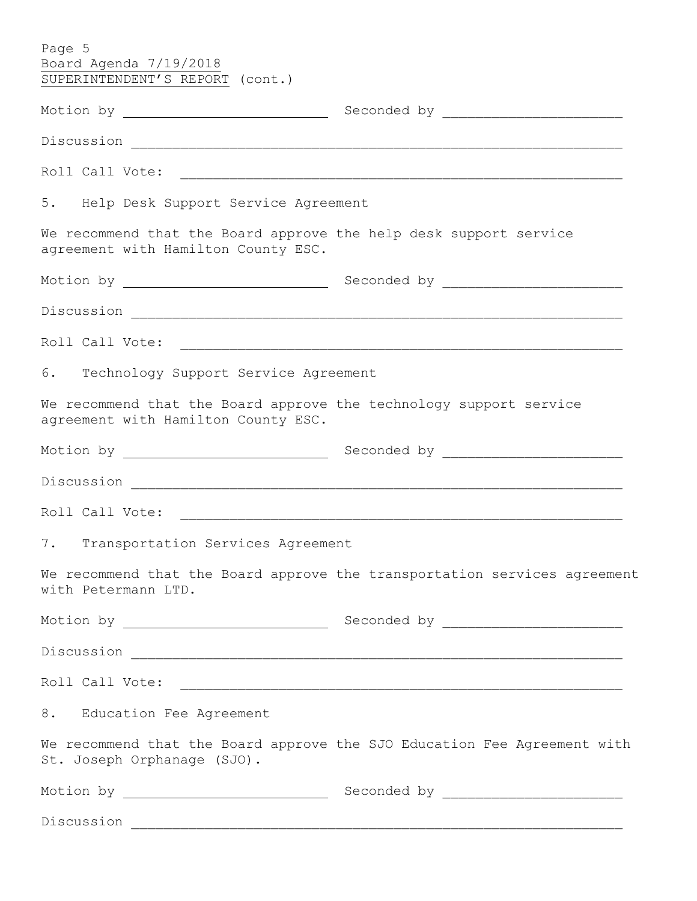Board Agenda 7/19/2018
SUPERINTENDENT'S REPORT (cont.)

Motion by \_\_\_\_\_\_\_\_\_\_\_\_\_\_\_\_\_\_\_\_\_\_\_\_\_\_ Seconded by \_\_\_\_\_\_\_\_\_\_\_\_\_\_\_\_\_\_\_\_\_\_

Discussion \_\_\_\_\_\_\_\_\_\_\_\_\_\_\_\_\_\_\_\_\_\_\_\_\_\_\_\_\_\_\_\_\_\_\_\_\_\_\_\_\_\_\_\_\_\_\_\_\_\_\_\_\_\_\_\_\_\_\_\_

Roll Call Vote: \_\_\_\_\_\_\_\_\_\_\_\_\_\_\_\_\_\_\_\_\_\_\_\_\_\_\_\_\_\_\_\_\_\_\_\_\_\_\_\_\_\_\_\_\_\_\_\_\_\_\_\_\_\_

5. Help Desk Support Service Agreement

We recommend that the Board approve the help desk support service agreement with Hamilton County ESC.

Motion by \_\_\_\_\_\_\_\_\_\_\_\_\_\_\_\_\_\_\_\_\_\_\_\_\_\_ Seconded by \_\_\_\_\_\_\_\_\_\_\_\_\_\_\_\_\_\_\_\_\_\_

Discussion \_\_\_\_\_\_\_\_\_\_\_\_\_\_\_\_\_\_\_\_\_\_\_\_\_\_\_\_\_\_\_\_\_\_\_\_\_\_\_\_\_\_\_\_\_\_\_\_\_\_\_\_\_\_\_\_\_\_\_\_

Roll Call Vote: \_\_\_\_\_\_\_\_\_\_\_\_\_\_\_\_\_\_\_\_\_\_\_\_\_\_\_\_\_\_\_\_\_\_\_\_\_\_\_\_\_\_\_\_\_\_\_\_\_\_\_\_\_\_

6. Technology Support Service Agreement

We recommend that the Board approve the technology support service agreement with Hamilton County ESC.

Motion by \_\_\_\_\_\_\_\_\_\_\_\_\_\_\_\_\_\_\_\_\_\_\_\_\_\_ Seconded by \_\_\_\_\_\_\_\_\_\_\_\_\_\_\_\_\_\_\_\_\_\_

Discussion \_\_\_\_\_\_\_\_\_\_\_\_\_\_\_\_\_\_\_\_\_\_\_\_\_\_\_\_\_\_\_\_\_\_\_\_\_\_\_\_\_\_\_\_\_\_\_\_\_\_\_\_\_\_\_\_\_\_\_\_

Roll Call Vote: \_\_\_\_\_\_\_\_\_\_\_\_\_\_\_\_\_\_\_\_\_\_\_\_\_\_\_\_\_\_\_\_\_\_\_\_\_\_\_\_\_\_\_\_\_\_\_\_\_\_\_\_\_\_

7. Transportation Services Agreement

We recommend that the Board approve the transportation services agreement with Petermann LTD.

Motion by \_\_\_\_\_\_\_\_\_\_\_\_\_\_\_\_\_\_\_\_\_\_\_\_\_\_ Seconded by \_\_\_\_\_\_\_\_\_\_\_\_\_\_\_\_\_\_\_\_\_\_

Discussion \_\_\_\_\_\_\_\_\_\_\_\_\_\_\_\_\_\_\_\_\_\_\_\_\_\_\_\_\_\_\_\_\_\_\_\_\_\_\_\_\_\_\_\_\_\_\_\_\_\_\_\_\_\_\_\_\_\_\_\_

Roll Call Vote: \_\_\_\_\_\_\_\_\_\_\_\_\_\_\_\_\_\_\_\_\_\_\_\_\_\_\_\_\_\_\_\_\_\_\_\_\_\_\_\_\_\_\_\_\_\_\_\_\_\_\_\_\_\_

8. Education Fee Agreement

We recommend that the Board approve the SJO Education Fee Agreement with St. Joseph Orphanage (SJO).

Motion by \_\_\_\_\_\_\_\_\_\_\_\_\_\_\_\_\_\_\_\_\_\_\_\_\_\_ Seconded by \_\_\_\_\_\_\_\_\_\_\_\_\_\_\_\_\_\_\_\_\_\_

Discussion \_\_\_\_\_\_\_\_\_\_\_\_\_\_\_\_\_\_\_\_\_\_\_\_\_\_\_\_\_\_\_\_\_\_\_\_\_\_\_\_\_\_\_\_\_\_\_\_\_\_\_\_\_\_\_\_\_\_\_\_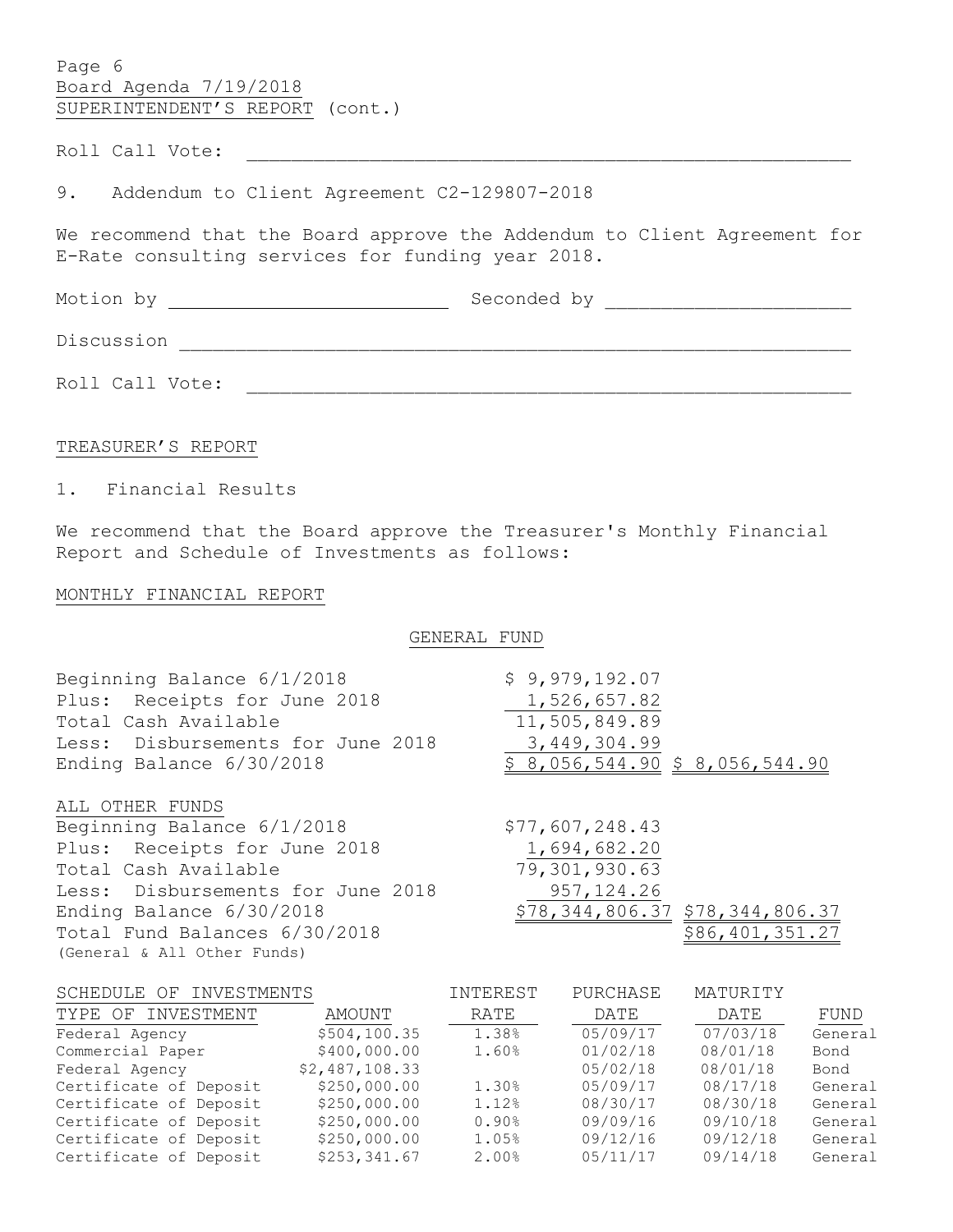Page 6
Board Agenda 7/19/2018
SUPERINTENDENT'S REPORT (cont.)

Roll Call Vote: ______________________________________________________

9. Addendum to Client Agreement C2-129807-2018

We recommend that the Board approve the Addendum to Client Agreement for E-Rate consulting services for funding year 2018.

Motion by _________________________ Seconded by ______________________

Discussion ____________________________________________________________

Roll Call Vote: ______________________________________________________

TREASURER'S REPORT

1. Financial Results

We recommend that the Board approve the Treasurer's Monthly Financial Report and Schedule of Investments as follows:

MONTHLY FINANCIAL REPORT

GENERAL FUND

| | | |
|---|---|---|
| Beginning Balance 6/1/2018 | $ 9,979,192.07 | |
| Plus: Receipts for June 2018 | 1,526,657.82 | |
| Total Cash Available | 11,505,849.89 | |
| Less: Disbursements for June 2018 | 3,449,304.99 | |
| Ending Balance 6/30/2018 | $ 8,056,544.90 | $ 8,056,544.90 |

ALL OTHER FUNDS

| | | |
|---|---|---|
| Beginning Balance 6/1/2018 | $77,607,248.43 | |
| Plus: Receipts for June 2018 | 1,694,682.20 | |
| Total Cash Available | 79,301,930.63 | |
| Less: Disbursements for June 2018 | 957,124.26 | |
| Ending Balance 6/30/2018 | $78,344,806.37 | $78,344,806.37 |
| Total Fund Balances 6/30/2018 (General & All Other Funds) | | $86,401,351.27 |

SCHEDULE OF INVESTMENTS

| TYPE OF INVESTMENT | AMOUNT | INTEREST RATE | PURCHASE DATE | MATURITY DATE | FUND |
|---|---|---|---|---|---|
| Federal Agency | $504,100.35 | 1.38% | 05/09/17 | 07/03/18 | General |
| Commercial Paper | $400,000.00 | 1.60% | 01/02/18 | 08/01/18 | Bond |
| Federal Agency | $2,487,108.33 | | 05/02/18 | 08/01/18 | Bond |
| Certificate of Deposit | $250,000.00 | 1.30% | 05/09/17 | 08/17/18 | General |
| Certificate of Deposit | $250,000.00 | 1.12% | 08/30/17 | 08/30/18 | General |
| Certificate of Deposit | $250,000.00 | 0.90% | 09/09/16 | 09/10/18 | General |
| Certificate of Deposit | $250,000.00 | 1.05% | 09/12/16 | 09/12/18 | General |
| Certificate of Deposit | $253,341.67 | 2.00% | 05/11/17 | 09/14/18 | General |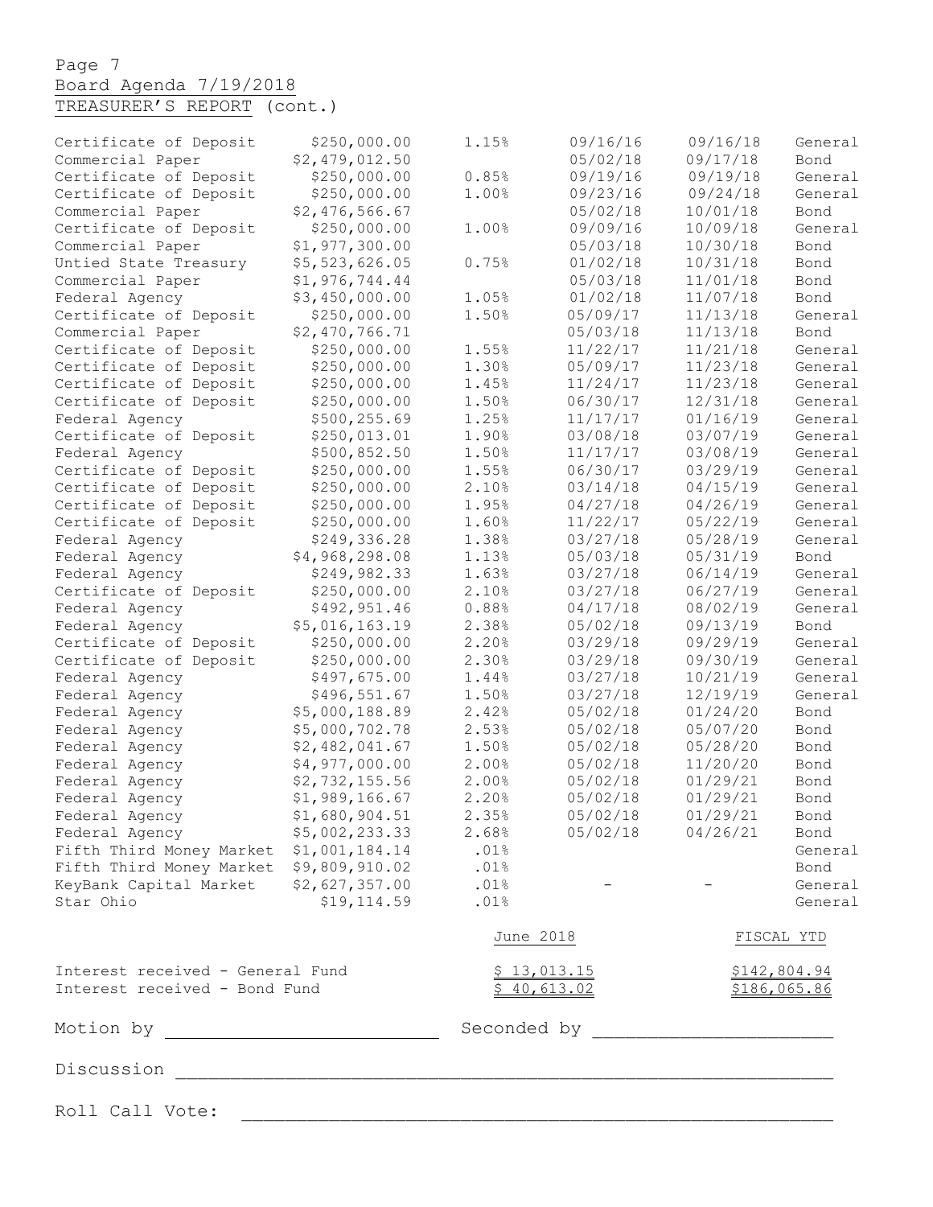Page 7
Board Agenda 7/19/2018
TREASURER'S REPORT (cont.)

| | | | | | |
|---|---|---|---|---|---|
| Certificate of Deposit | $250,000.00 | 1.15% | 09/16/16 | 09/16/18 | General |
| Commercial Paper | $2,479,012.50 | | 05/02/18 | 09/17/18 | Bond |
| Certificate of Deposit | $250,000.00 | 0.85% | 09/19/16 | 09/19/18 | General |
| Certificate of Deposit | $250,000.00 | 1.00% | 09/23/16 | 09/24/18 | General |
| Commercial Paper | $2,476,566.67 | | 05/02/18 | 10/01/18 | Bond |
| Certificate of Deposit | $250,000.00 | 1.00% | 09/09/16 | 10/09/18 | General |
| Commercial Paper | $1,977,300.00 | | 05/03/18 | 10/30/18 | Bond |
| Untied State Treasury | $5,523,626.05 | 0.75% | 01/02/18 | 10/31/18 | Bond |
| Commercial Paper | $1,976,744.44 | | 05/03/18 | 11/01/18 | Bond |
| Federal Agency | $3,450,000.00 | 1.05% | 01/02/18 | 11/07/18 | Bond |
| Certificate of Deposit | $250,000.00 | 1.50% | 05/09/17 | 11/13/18 | General |
| Commercial Paper | $2,470,766.71 | | 05/03/18 | 11/13/18 | Bond |
| Certificate of Deposit | $250,000.00 | 1.55% | 11/22/17 | 11/21/18 | General |
| Certificate of Deposit | $250,000.00 | 1.30% | 05/09/17 | 11/23/18 | General |
| Certificate of Deposit | $250,000.00 | 1.45% | 11/24/17 | 11/23/18 | General |
| Certificate of Deposit | $250,000.00 | 1.50% | 06/30/17 | 12/31/18 | General |
| Federal Agency | $500,255.69 | 1.25% | 11/17/17 | 01/16/19 | General |
| Certificate of Deposit | $250,013.01 | 1.90% | 03/08/18 | 03/07/19 | General |
| Federal Agency | $500,852.50 | 1.50% | 11/17/17 | 03/08/19 | General |
| Certificate of Deposit | $250,000.00 | 1.55% | 06/30/17 | 03/29/19 | General |
| Certificate of Deposit | $250,000.00 | 2.10% | 03/14/18 | 04/15/19 | General |
| Certificate of Deposit | $250,000.00 | 1.95% | 04/27/18 | 04/26/19 | General |
| Certificate of Deposit | $250,000.00 | 1.60% | 11/22/17 | 05/22/19 | General |
| Federal Agency | $249,336.28 | 1.38% | 03/27/18 | 05/28/19 | General |
| Federal Agency | $4,968,298.08 | 1.13% | 05/03/18 | 05/31/19 | Bond |
| Federal Agency | $249,982.33 | 1.63% | 03/27/18 | 06/14/19 | General |
| Certificate of Deposit | $250,000.00 | 2.10% | 03/27/18 | 06/27/19 | General |
| Federal Agency | $492,951.46 | 0.88% | 04/17/18 | 08/02/19 | General |
| Federal Agency | $5,016,163.19 | 2.38% | 05/02/18 | 09/13/19 | Bond |
| Certificate of Deposit | $250,000.00 | 2.20% | 03/29/18 | 09/29/19 | General |
| Certificate of Deposit | $250,000.00 | 2.30% | 03/29/18 | 09/30/19 | General |
| Federal Agency | $497,675.00 | 1.44% | 03/27/18 | 10/21/19 | General |
| Federal Agency | $496,551.67 | 1.50% | 03/27/18 | 12/19/19 | General |
| Federal Agency | $5,000,188.89 | 2.42% | 05/02/18 | 01/24/20 | Bond |
| Federal Agency | $5,000,702.78 | 2.53% | 05/02/18 | 05/07/20 | Bond |
| Federal Agency | $2,482,041.67 | 1.50% | 05/02/18 | 05/28/20 | Bond |
| Federal Agency | $4,977,000.00 | 2.00% | 05/02/18 | 11/20/20 | Bond |
| Federal Agency | $2,732,155.56 | 2.00% | 05/02/18 | 01/29/21 | Bond |
| Federal Agency | $1,989,166.67 | 2.20% | 05/02/18 | 01/29/21 | Bond |
| Federal Agency | $1,680,904.51 | 2.35% | 05/02/18 | 01/29/21 | Bond |
| Federal Agency | $5,002,233.33 | 2.68% | 05/02/18 | 04/26/21 | Bond |
| Fifth Third Money Market | $1,001,184.14 | .01% | | | General |
| Fifth Third Money Market | $9,809,910.02 | .01% | | | Bond |
| KeyBank Capital Market | $2,627,357.00 | .01% | - | - | General |
| Star Ohio | $19,114.59 | .01% | | | General |

| | June 2018 | FISCAL YTD |
|---|---|---|
| Interest received - General Fund | $ 13,013.15 | $142,804.94 |
| Interest received - Bond Fund | $ 40,613.02 | $186,065.86 |

Motion by ________________________ Seconded by ______________________

Discussion ______________________________________________________________

Roll Call Vote: _________________________________________________________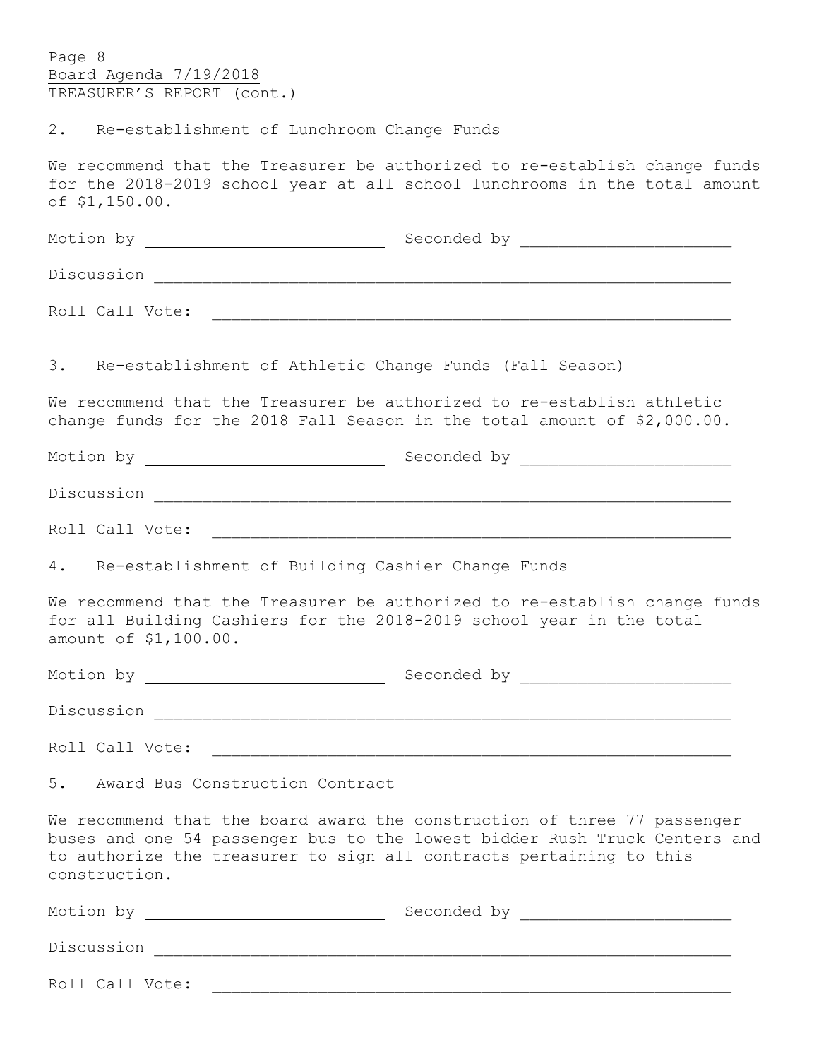TREASURER'S REPORT (cont.)

2. Re-establishment of Lunchroom Change Funds

We recommend that the Treasurer be authorized to re-establish change funds for the 2018-2019 school year at all school lunchrooms in the total amount of $1,150.00.

Motion by ________________________ Seconded by ______________________

Discussion ____________________________________________________________

Roll Call Vote: _______________________________________________________

3. Re-establishment of Athletic Change Funds (Fall Season)

We recommend that the Treasurer be authorized to re-establish athletic change funds for the 2018 Fall Season in the total amount of $2,000.00.

Motion by ________________________ Seconded by ______________________

Discussion ____________________________________________________________

Roll Call Vote: _______________________________________________________

4. Re-establishment of Building Cashier Change Funds

We recommend that the Treasurer be authorized to re-establish change funds for all Building Cashiers for the 2018-2019 school year in the total amount of $1,100.00.

Motion by ________________________ Seconded by ______________________

Discussion ____________________________________________________________

Roll Call Vote: _______________________________________________________

5. Award Bus Construction Contract

We recommend that the board award the construction of three 77 passenger buses and one 54 passenger bus to the lowest bidder Rush Truck Centers and to authorize the treasurer to sign all contracts pertaining to this construction.

Motion by ________________________ Seconded by ______________________

Discussion ____________________________________________________________

Roll Call Vote: _______________________________________________________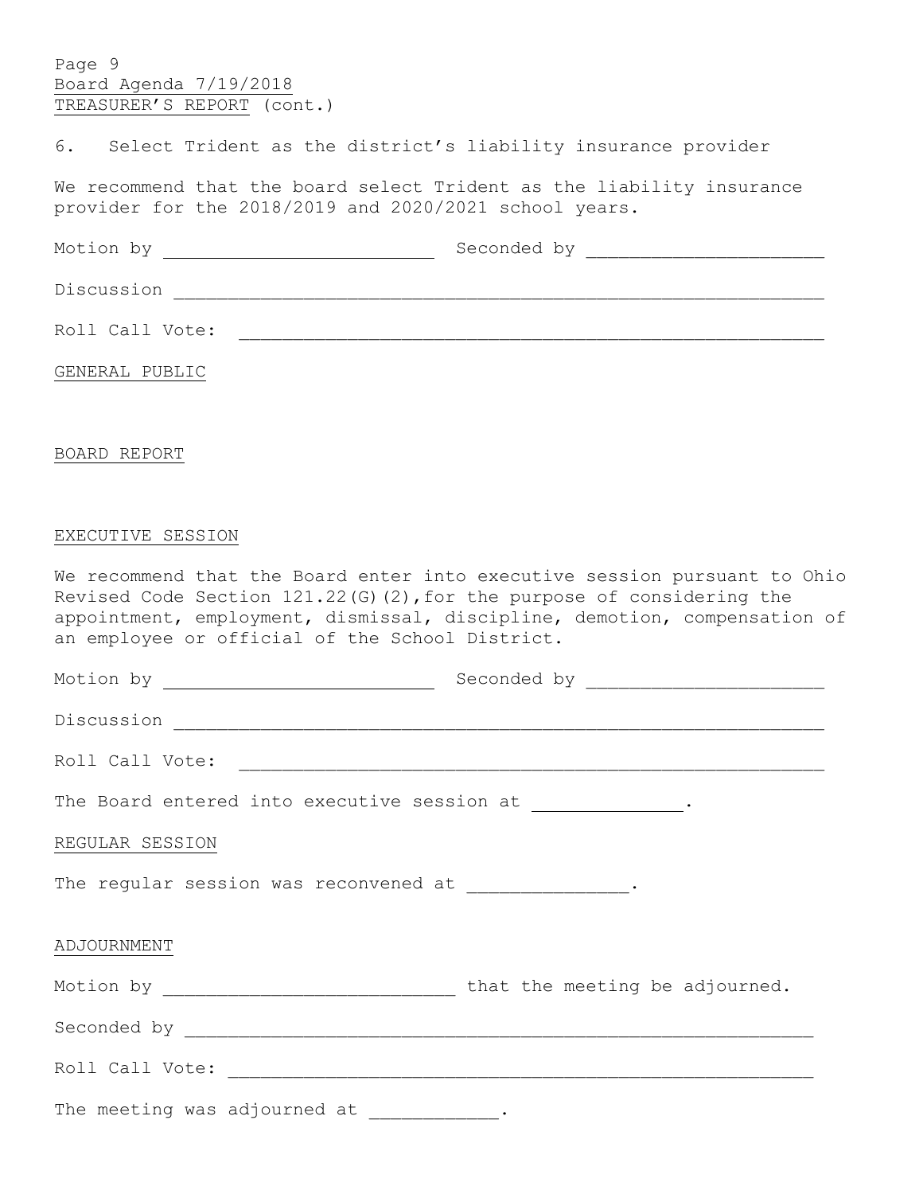6. Select Trident as the district's liability insurance provider

We recommend that the board select Trident as the liability insurance provider for the 2018/2019 and 2020/2021 school years.

Motion by \_\_\_\_\_\_\_\_\_\_\_\_\_\_\_\_\_\_\_\_\_\_\_\_\_ Seconded by \_\_\_\_\_\_\_\_\_\_\_\_\_\_\_\_\_\_\_\_\_\_

Discussion \_\_\_\_\_\_\_\_\_\_\_\_\_\_\_\_\_\_\_\_\_\_\_\_\_\_\_\_\_\_\_\_\_\_\_\_\_\_\_\_\_\_\_\_\_\_\_\_\_\_\_\_\_\_\_\_\_\_\_\_

Roll Call Vote: \_\_\_\_\_\_\_\_\_\_\_\_\_\_\_\_\_\_\_\_\_\_\_\_\_\_\_\_\_\_\_\_\_\_\_\_\_\_\_\_\_\_\_\_\_\_\_\_\_\_\_\_\_\_

## GENERAL PUBLIC

## BOARD REPORT

## EXECUTIVE SESSION

We recommend that the Board enter into executive session pursuant to Ohio Revised Code Section 121.22(G)(2),for the purpose of considering the appointment, employment, dismissal, discipline, demotion, compensation of an employee or official of the School District.

Motion by \_\_\_\_\_\_\_\_\_\_\_\_\_\_\_\_\_\_\_\_\_\_\_\_\_ Seconded by \_\_\_\_\_\_\_\_\_\_\_\_\_\_\_\_\_\_\_\_\_\_

Discussion \_\_\_\_\_\_\_\_\_\_\_\_\_\_\_\_\_\_\_\_\_\_\_\_\_\_\_\_\_\_\_\_\_\_\_\_\_\_\_\_\_\_\_\_\_\_\_\_\_\_\_\_\_\_\_\_\_\_\_\_

Roll Call Vote: \_\_\_\_\_\_\_\_\_\_\_\_\_\_\_\_\_\_\_\_\_\_\_\_\_\_\_\_\_\_\_\_\_\_\_\_\_\_\_\_\_\_\_\_\_\_\_\_\_\_\_\_\_\_

The Board entered into executive session at \_\_\_\_\_\_\_\_\_\_\_\_\_\_.

## REGULAR SESSION

The regular session was reconvened at \_\_\_\_\_\_\_\_\_\_\_\_\_\_\_.

## ADJOURNMENT

Motion by \_\_\_\_\_\_\_\_\_\_\_\_\_\_\_\_\_\_\_\_\_\_\_\_\_\_\_ that the meeting be adjourned.

Seconded by \_\_\_\_\_\_\_\_\_\_\_\_\_\_\_\_\_\_\_\_\_\_\_\_\_\_\_\_\_\_\_\_\_\_\_\_\_\_\_\_\_\_\_\_\_\_\_\_\_\_\_\_\_\_\_\_\_\_\_

Roll Call Vote: \_\_\_\_\_\_\_\_\_\_\_\_\_\_\_\_\_\_\_\_\_\_\_\_\_\_\_\_\_\_\_\_\_\_\_\_\_\_\_\_\_\_\_\_\_\_\_\_\_\_\_\_\_\_\_

The meeting was adjourned at \_\_\_\_\_\_\_\_\_\_\_\_.